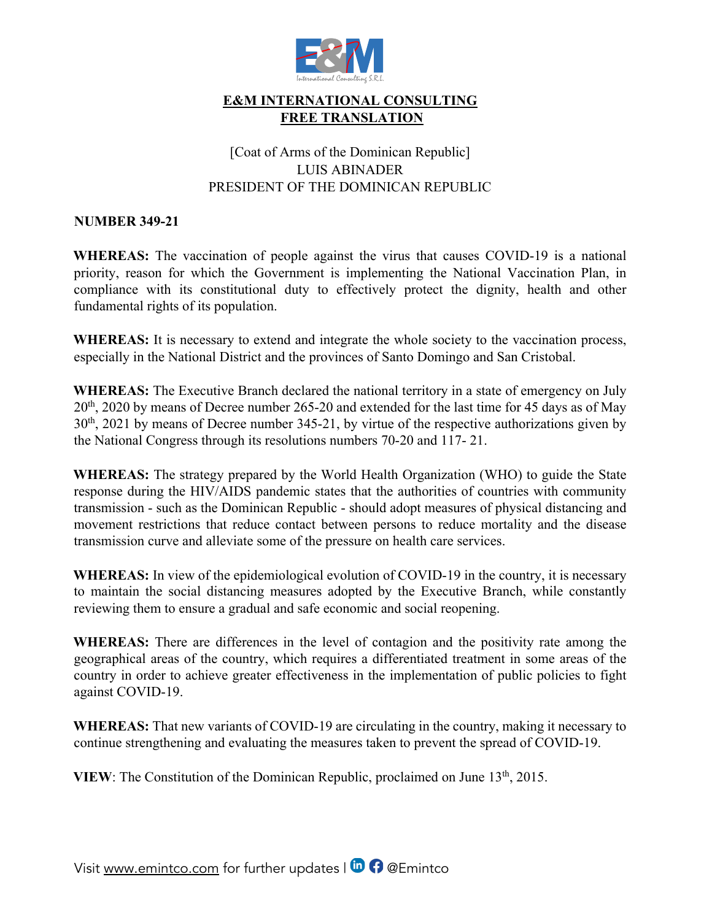**E&M INTERNATIONAL CONSULTING**
**FREE TRANSLATION**

[Coat of Arms of the Dominican Republic]
LUIS ABINADER
PRESIDENT OF THE DOMINICAN REPUBLIC

**NUMBER 349-21**

**WHEREAS:** The vaccination of people against the virus that causes COVID-19 is a national priority, reason for which the Government is implementing the National Vaccination Plan, in compliance with its constitutional duty to effectively protect the dignity, health and other fundamental rights of its population.

**WHEREAS:** It is necessary to extend and integrate the whole society to the vaccination process, especially in the National District and the provinces of Santo Domingo and San Cristobal.

**WHEREAS:** The Executive Branch declared the national territory in a state of emergency on July 20th, 2020 by means of Decree number 265-20 and extended for the last time for 45 days as of May 30th, 2021 by means of Decree number 345-21, by virtue of the respective authorizations given by the National Congress through its resolutions numbers 70-20 and 117- 21.

**WHEREAS:** The strategy prepared by the World Health Organization (WHO) to guide the State response during the HIV/AIDS pandemic states that the authorities of countries with community transmission - such as the Dominican Republic - should adopt measures of physical distancing and movement restrictions that reduce contact between persons to reduce mortality and the disease transmission curve and alleviate some of the pressure on health care services.

**WHEREAS:** In view of the epidemiological evolution of COVID-19 in the country, it is necessary to maintain the social distancing measures adopted by the Executive Branch, while constantly reviewing them to ensure a gradual and safe economic and social reopening.

**WHEREAS:** There are differences in the level of contagion and the positivity rate among the geographical areas of the country, which requires a differentiated treatment in some areas of the country in order to achieve greater effectiveness in the implementation of public policies to fight against COVID-19.

**WHEREAS:** That new variants of COVID-19 are circulating in the country, making it necessary to continue strengthening and evaluating the measures taken to prevent the spread of COVID-19.

**VIEW**: The Constitution of the Dominican Republic, proclaimed on June 13th, 2015.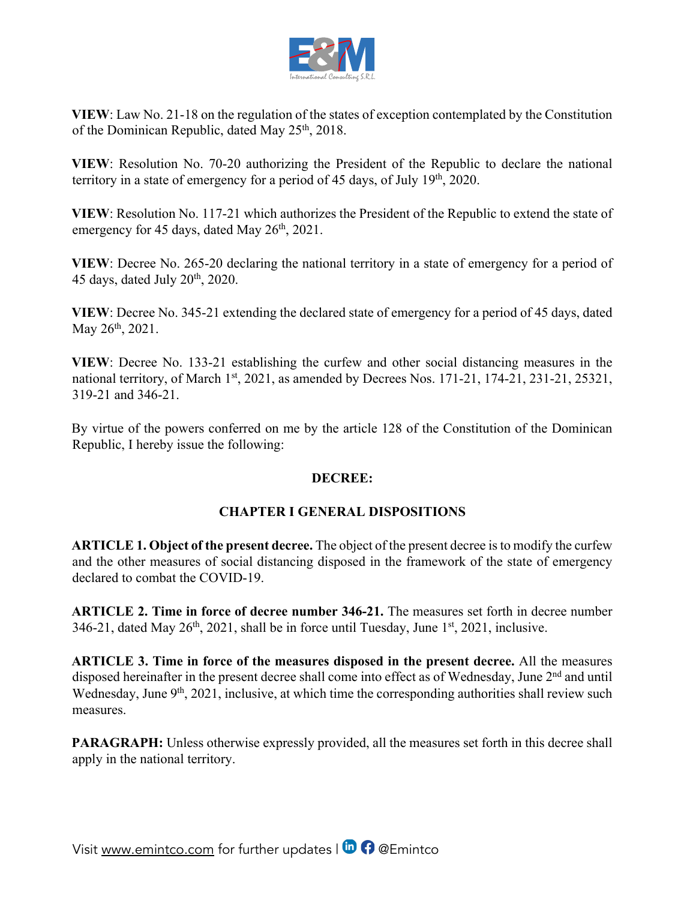**VIEW**: Law No. 21-18 on the regulation of the states of exception contemplated by the Constitution of the Dominican Republic, dated May 25th, 2018.

**VIEW**: Resolution No. 70-20 authorizing the President of the Republic to declare the national territory in a state of emergency for a period of 45 days, of July 19th, 2020.

**VIEW**: Resolution No. 117-21 which authorizes the President of the Republic to extend the state of emergency for 45 days, dated May 26th, 2021.

**VIEW**: Decree No. 265-20 declaring the national territory in a state of emergency for a period of 45 days, dated July 20th, 2020.

**VIEW**: Decree No. 345-21 extending the declared state of emergency for a period of 45 days, dated May 26th, 2021.

**VIEW**: Decree No. 133-21 establishing the curfew and other social distancing measures in the national territory, of March 1st, 2021, as amended by Decrees Nos. 171-21, 174-21, 231-21, 25321, 319-21 and 346-21.

By virtue of the powers conferred on me by the article 128 of the Constitution of the Dominican Republic, I hereby issue the following:

## DECREE:

## CHAPTER I GENERAL DISPOSITIONS

**ARTICLE 1. Object of the present decree.** The object of the present decree is to modify the curfew and the other measures of social distancing disposed in the framework of the state of emergency declared to combat the COVID-19.

**ARTICLE 2. Time in force of decree number 346-21.** The measures set forth in decree number 346-21, dated May 26th, 2021, shall be in force until Tuesday, June 1st, 2021, inclusive.

**ARTICLE 3. Time in force of the measures disposed in the present decree.** All the measures disposed hereinafter in the present decree shall come into effect as of Wednesday, June 2nd and until Wednesday, June 9th, 2021, inclusive, at which time the corresponding authorities shall review such measures.

**PARAGRAPH:** Unless otherwise expressly provided, all the measures set forth in this decree shall apply in the national territory.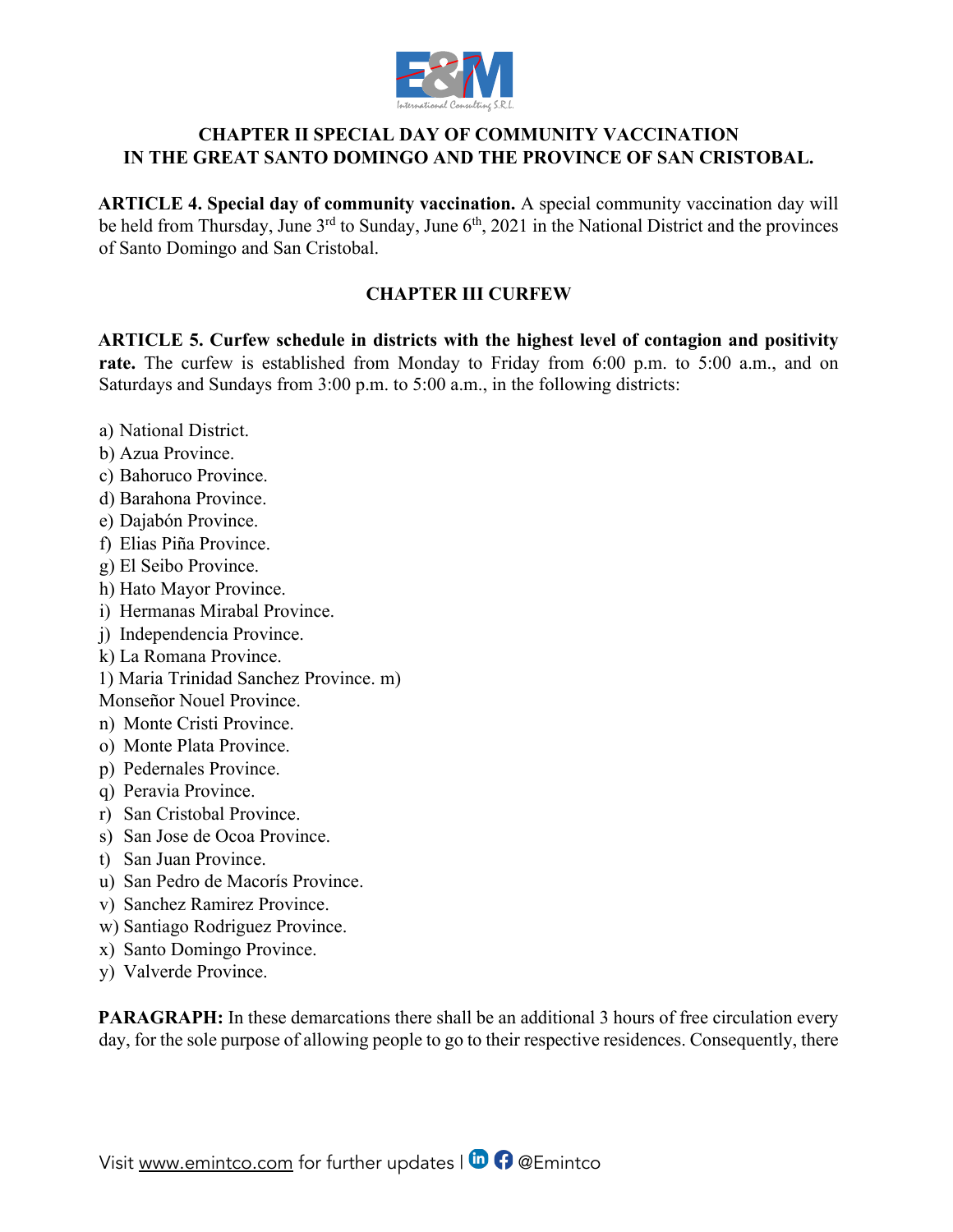## CHAPTER II SPECIAL DAY OF COMMUNITY VACCINATION IN THE GREAT SANTO DOMINGO AND THE PROVINCE OF SAN CRISTOBAL.

**ARTICLE 4. Special day of community vaccination.** A special community vaccination day will be held from Thursday, June 3rd to Sunday, June 6th, 2021 in the National District and the provinces of Santo Domingo and San Cristobal.

## CHAPTER III CURFEW

**ARTICLE 5. Curfew schedule in districts with the highest level of contagion and positivity rate.** The curfew is established from Monday to Friday from 6:00 p.m. to 5:00 a.m., and on Saturdays and Sundays from 3:00 p.m. to 5:00 a.m., in the following districts:

a) National District.
b) Azua Province.
c) Bahoruco Province.
d) Barahona Province.
e) Dajabón Province.
f) Elias Piña Province.
g) El Seibo Province.
h) Hato Mayor Province.
i) Hermanas Mirabal Province.
j) Independencia Province.
k) La Romana Province.
l) Maria Trinidad Sanchez Province.
m) Monseñor Nouel Province.
n) Monte Cristi Province.
o) Monte Plata Province.
p) Pedernales Province.
q) Peravia Province.
r) San Cristobal Province.
s) San Jose de Ocoa Province.
t) San Juan Province.
u) San Pedro de Macorís Province.
v) Sanchez Ramirez Province.
w) Santiago Rodriguez Province.
x) Santo Domingo Province.
y) Valverde Province.

**PARAGRAPH:** In these demarcations there shall be an additional 3 hours of free circulation every day, for the sole purpose of allowing people to go to their respective residences. Consequently, there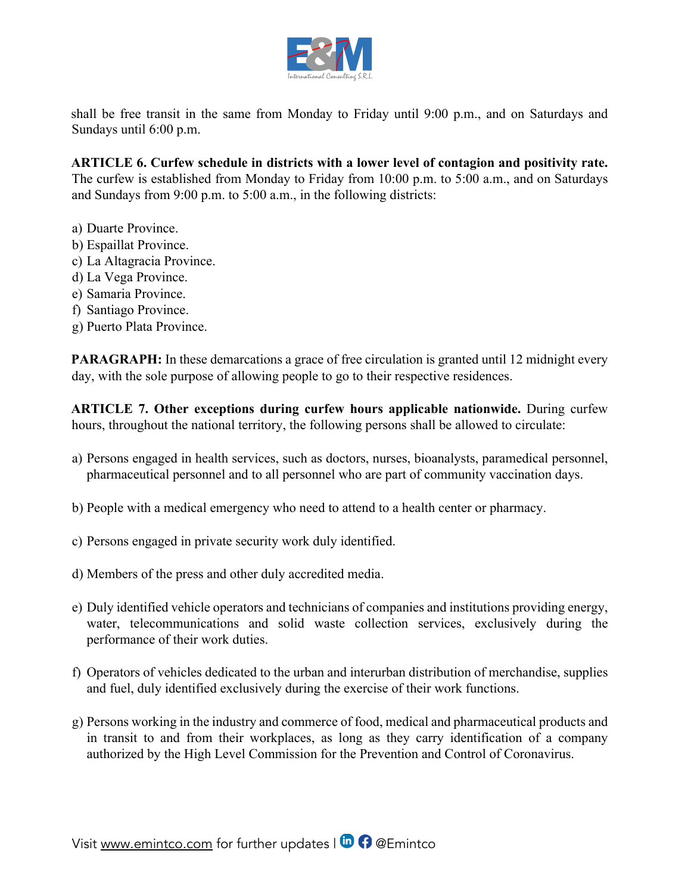shall be free transit in the same from Monday to Friday until 9:00 p.m., and on Saturdays and Sundays until 6:00 p.m.

**ARTICLE 6. Curfew schedule in districts with a lower level of contagion and positivity rate.** The curfew is established from Monday to Friday from 10:00 p.m. to 5:00 a.m., and on Saturdays and Sundays from 9:00 p.m. to 5:00 a.m., in the following districts:

a) Duarte Province.
b) Espaillat Province.
c) La Altagracia Province.
d) La Vega Province.
e) Samaria Province.
f) Santiago Province.
g) Puerto Plata Province.

**PARAGRAPH:** In these demarcations a grace of free circulation is granted until 12 midnight every day, with the sole purpose of allowing people to go to their respective residences.

**ARTICLE 7. Other exceptions during curfew hours applicable nationwide.** During curfew hours, throughout the national territory, the following persons shall be allowed to circulate:

a) Persons engaged in health services, such as doctors, nurses, bioanalysts, paramedical personnel, pharmaceutical personnel and to all personnel who are part of community vaccination days.

b) People with a medical emergency who need to attend to a health center or pharmacy.

c) Persons engaged in private security work duly identified.

d) Members of the press and other duly accredited media.

e) Duly identified vehicle operators and technicians of companies and institutions providing energy, water, telecommunications and solid waste collection services, exclusively during the performance of their work duties.

f) Operators of vehicles dedicated to the urban and interurban distribution of merchandise, supplies and fuel, duly identified exclusively during the exercise of their work functions.

g) Persons working in the industry and commerce of food, medical and pharmaceutical products and in transit to and from their workplaces, as long as they carry identification of a company authorized by the High Level Commission for the Prevention and Control of Coronavirus.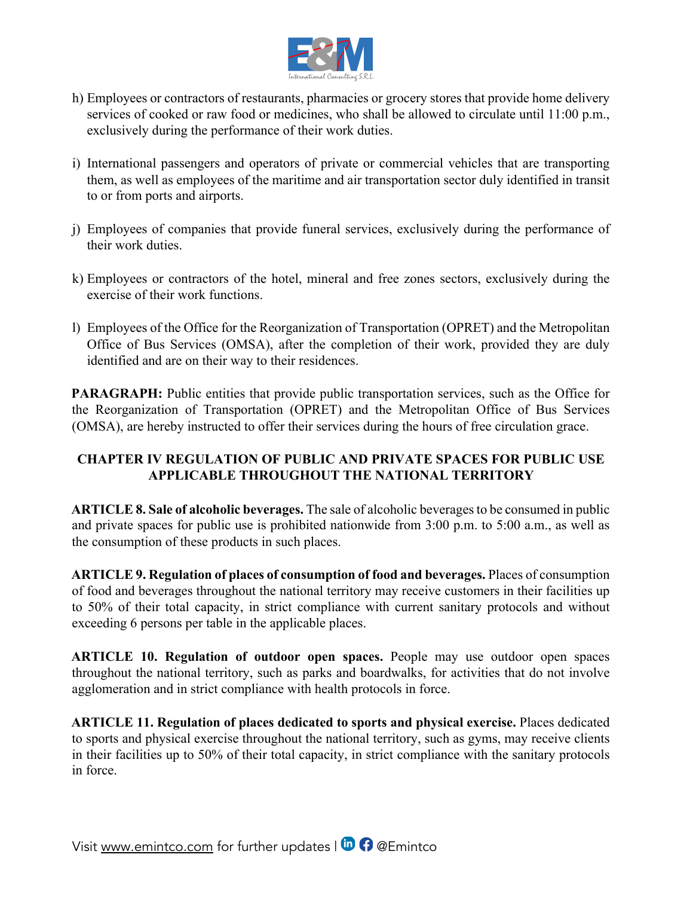h) Employees or contractors of restaurants, pharmacies or grocery stores that provide home delivery services of cooked or raw food or medicines, who shall be allowed to circulate until 11:00 p.m., exclusively during the performance of their work duties.

i) International passengers and operators of private or commercial vehicles that are transporting them, as well as employees of the maritime and air transportation sector duly identified in transit to or from ports and airports.

j) Employees of companies that provide funeral services, exclusively during the performance of their work duties.

k) Employees or contractors of the hotel, mineral and free zones sectors, exclusively during the exercise of their work functions.

l) Employees of the Office for the Reorganization of Transportation (OPRET) and the Metropolitan Office of Bus Services (OMSA), after the completion of their work, provided they are duly identified and are on their way to their residences.

**PARAGRAPH:** Public entities that provide public transportation services, such as the Office for the Reorganization of Transportation (OPRET) and the Metropolitan Office of Bus Services (OMSA), are hereby instructed to offer their services during the hours of free circulation grace.

## CHAPTER IV REGULATION OF PUBLIC AND PRIVATE SPACES FOR PUBLIC USE APPLICABLE THROUGHOUT THE NATIONAL TERRITORY

**ARTICLE 8. Sale of alcoholic beverages.** The sale of alcoholic beverages to be consumed in public and private spaces for public use is prohibited nationwide from 3:00 p.m. to 5:00 a.m., as well as the consumption of these products in such places.

**ARTICLE 9. Regulation of places of consumption of food and beverages.** Places of consumption of food and beverages throughout the national territory may receive customers in their facilities up to 50% of their total capacity, in strict compliance with current sanitary protocols and without exceeding 6 persons per table in the applicable places.

**ARTICLE 10. Regulation of outdoor open spaces.** People may use outdoor open spaces throughout the national territory, such as parks and boardwalks, for activities that do not involve agglomeration and in strict compliance with health protocols in force.

**ARTICLE 11. Regulation of places dedicated to sports and physical exercise.** Places dedicated to sports and physical exercise throughout the national territory, such as gyms, may receive clients in their facilities up to 50% of their total capacity, in strict compliance with the sanitary protocols in force.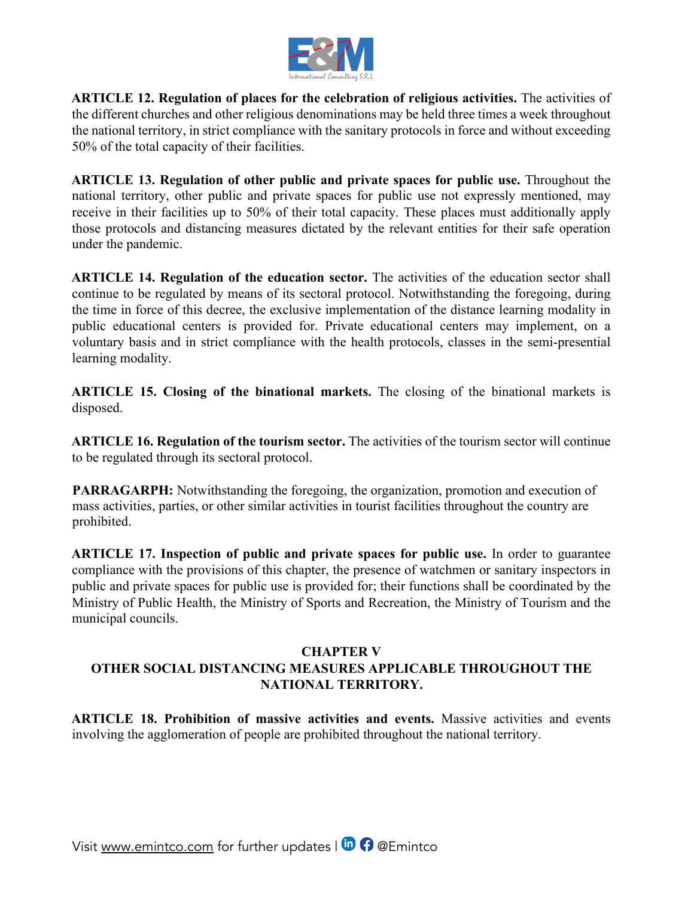**ARTICLE 12. Regulation of places for the celebration of religious activities.** The activities of the different churches and other religious denominations may be held three times a week throughout the national territory, in strict compliance with the sanitary protocols in force and without exceeding 50% of the total capacity of their facilities.

**ARTICLE 13. Regulation of other public and private spaces for public use.** Throughout the national territory, other public and private spaces for public use not expressly mentioned, may receive in their facilities up to 50% of their total capacity. These places must additionally apply those protocols and distancing measures dictated by the relevant entities for their safe operation under the pandemic.

**ARTICLE 14. Regulation of the education sector.** The activities of the education sector shall continue to be regulated by means of its sectoral protocol. Notwithstanding the foregoing, during the time in force of this decree, the exclusive implementation of the distance learning modality in public educational centers is provided for. Private educational centers may implement, on a voluntary basis and in strict compliance with the health protocols, classes in the semi-presential learning modality.

**ARTICLE 15. Closing of the binational markets.** The closing of the binational markets is disposed.

**ARTICLE 16. Regulation of the tourism sector.** The activities of the tourism sector will continue to be regulated through its sectoral protocol.

**PARRAGARPH:** Notwithstanding the foregoing, the organization, promotion and execution of mass activities, parties, or other similar activities in tourist facilities throughout the country are prohibited.

**ARTICLE 17. Inspection of public and private spaces for public use.** In order to guarantee compliance with the provisions of this chapter, the presence of watchmen or sanitary inspectors in public and private spaces for public use is provided for; their functions shall be coordinated by the Ministry of Public Health, the Ministry of Sports and Recreation, the Ministry of Tourism and the municipal councils.

## CHAPTER V
## OTHER SOCIAL DISTANCING MEASURES APPLICABLE THROUGHOUT THE NATIONAL TERRITORY.

**ARTICLE 18. Prohibition of massive activities and events.** Massive activities and events involving the agglomeration of people are prohibited throughout the national territory.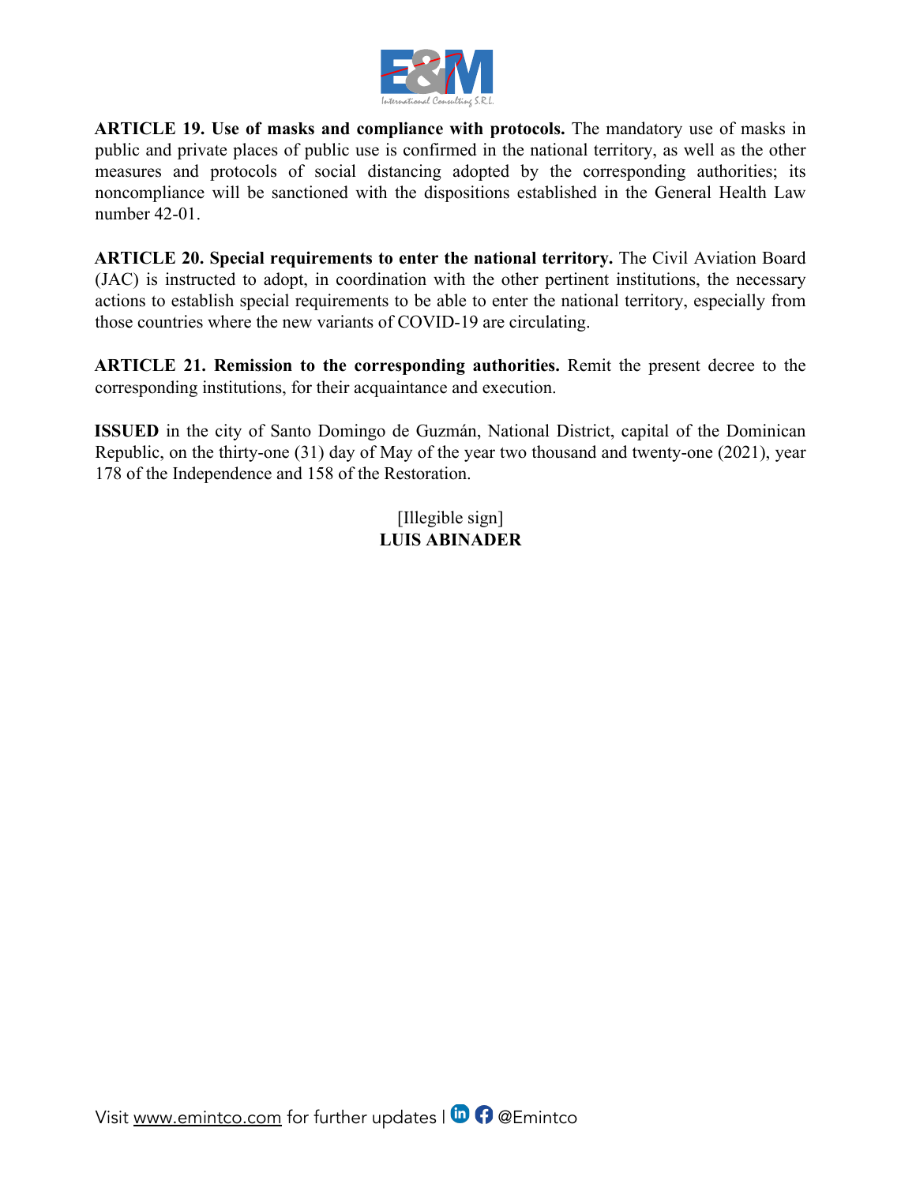**ARTICLE 19. Use of masks and compliance with protocols.** The mandatory use of masks in public and private places of public use is confirmed in the national territory, as well as the other measures and protocols of social distancing adopted by the corresponding authorities; its noncompliance will be sanctioned with the dispositions established in the General Health Law number 42-01.

**ARTICLE 20. Special requirements to enter the national territory.** The Civil Aviation Board (JAC) is instructed to adopt, in coordination with the other pertinent institutions, the necessary actions to establish special requirements to be able to enter the national territory, especially from those countries where the new variants of COVID-19 are circulating.

**ARTICLE 21. Remission to the corresponding authorities.** Remit the present decree to the corresponding institutions, for their acquaintance and execution.

**ISSUED** in the city of Santo Domingo de Guzmán, National District, capital of the Dominican Republic, on the thirty-one (31) day of May of the year two thousand and twenty-one (2021), year 178 of the Independence and 158 of the Restoration.

[Illegible sign]
**LUIS ABINADER**